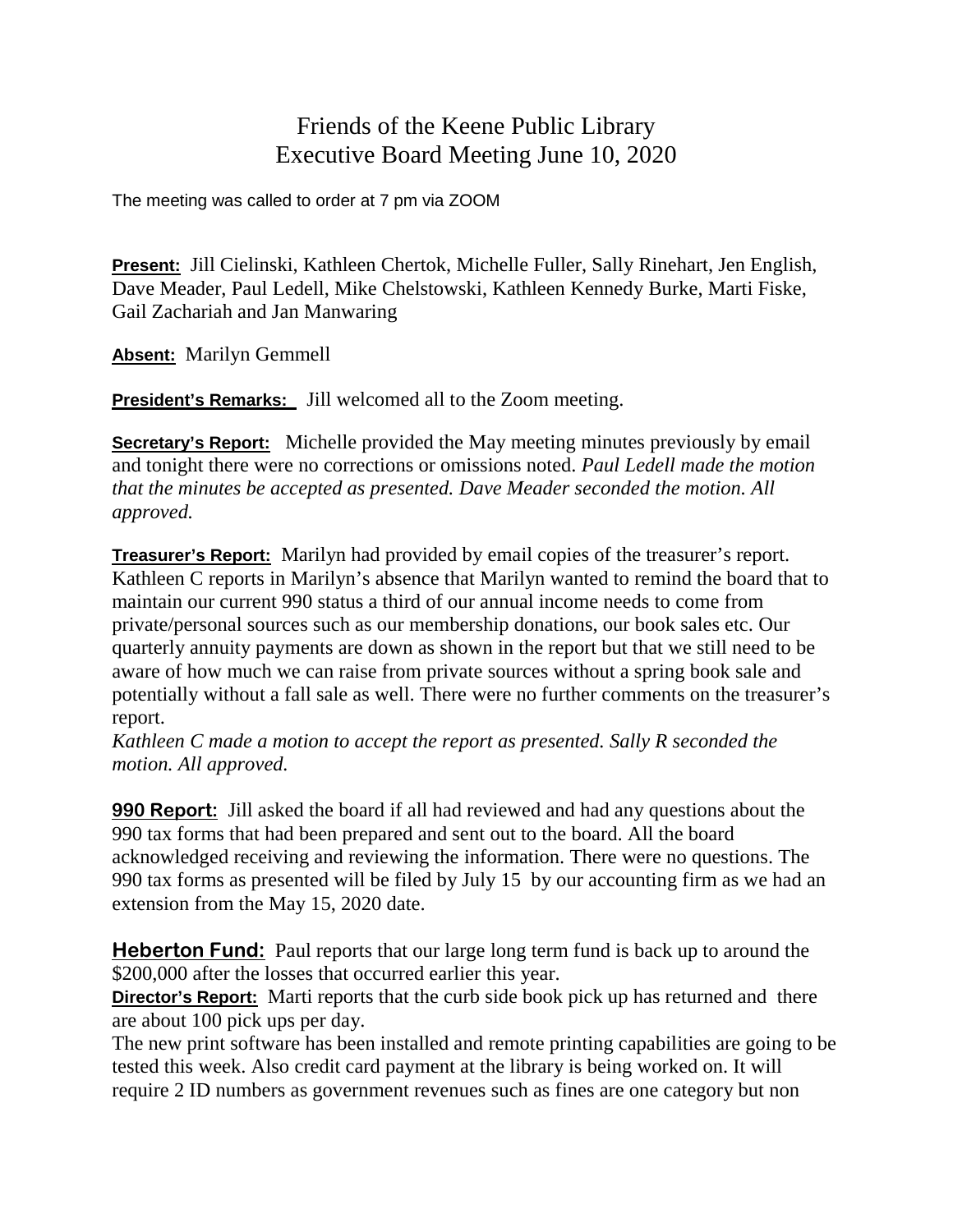# Friends of the Keene Public Library
## Executive Board Meeting June 10, 2020

The meeting was called to order at 7 pm via ZOOM

**Present:** Jill Cielinski, Kathleen Chertok, Michelle Fuller, Sally Rinehart, Jen English, Dave Meader, Paul Ledell, Mike Chelstowski, Kathleen Kennedy Burke, Marti Fiske, Gail Zachariah and Jan Manwaring

**Absent:** Marilyn Gemmell

**President's Remarks:** Jill welcomed all to the Zoom meeting.

**Secretary's Report:** Michelle provided the May meeting minutes previously by email and tonight there were no corrections or omissions noted. *Paul Ledell made the motion that the minutes be accepted as presented. Dave Meader seconded the motion. All approved.*

**Treasurer's Report:** Marilyn had provided by email copies of the treasurer's report. Kathleen C reports in Marilyn's absence that Marilyn wanted to remind the board that to maintain our current 990 status a third of our annual income needs to come from private/personal sources such as our membership donations, our book sales etc. Our quarterly annuity payments are down as shown in the report but that we still need to be aware of how much we can raise from private sources without a spring book sale and potentially without a fall sale as well. There were no further comments on the treasurer's report.
*Kathleen C made a motion to accept the report as presented. Sally R seconded the motion. All approved.*

**990 Report:** Jill asked the board if all had reviewed and had any questions about the 990 tax forms that had been prepared and sent out to the board. All the board acknowledged receiving and reviewing the information. There were no questions. The 990 tax forms as presented will be filed by July 15 by our accounting firm as we had an extension from the May 15, 2020 date.

**Heberton Fund:** Paul reports that our large long term fund is back up to around the $200,000 after the losses that occurred earlier this year.
**Director's Report:** Marti reports that the curb side book pick up has returned and there are about 100 pick ups per day.
The new print software has been installed and remote printing capabilities are going to be tested this week. Also credit card payment at the library is being worked on. It will require 2 ID numbers as government revenues such as fines are one category but non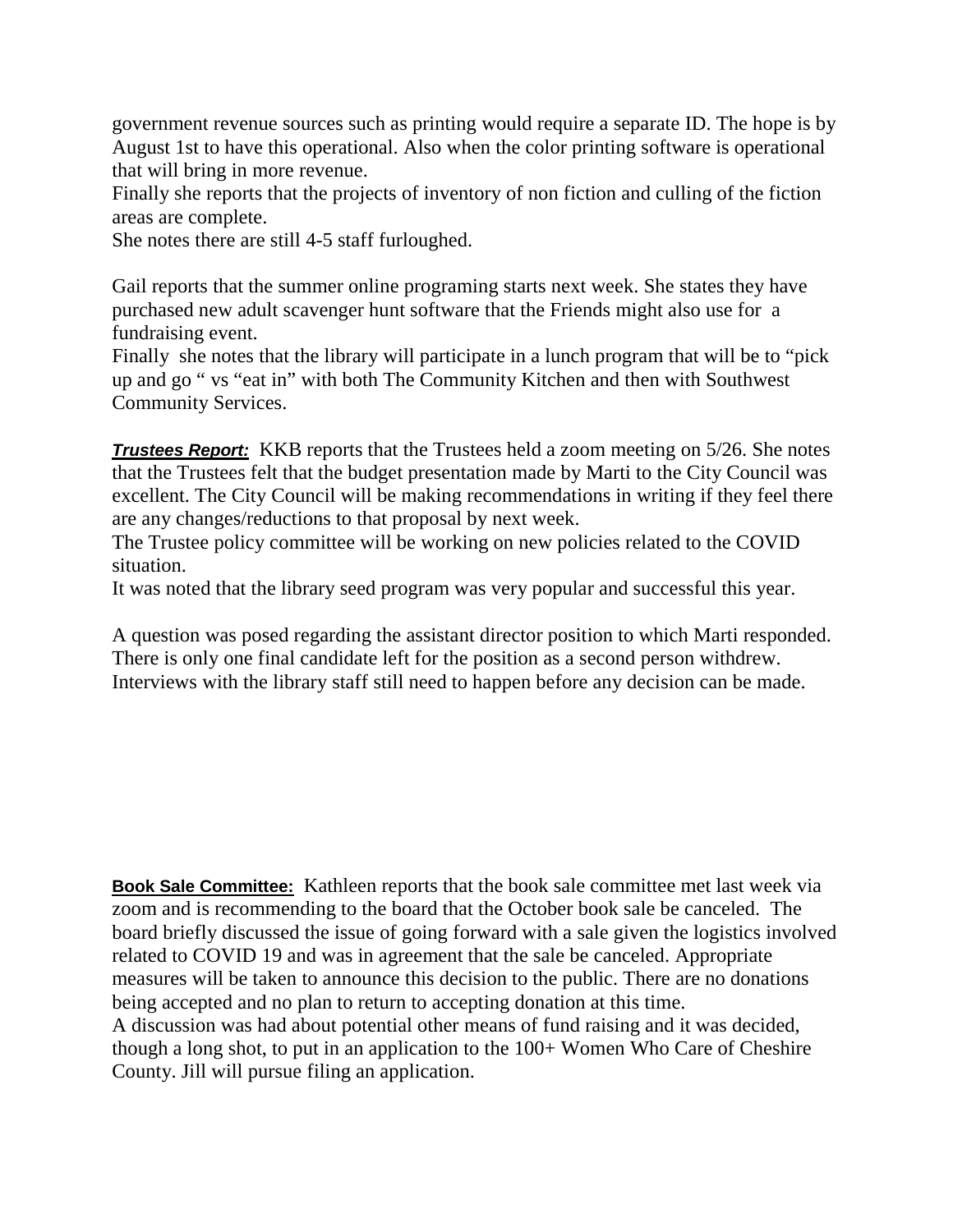government revenue sources such as printing would require a separate ID. The hope is by August 1st to have this operational. Also when the color printing software is operational that will bring in more revenue.
Finally she reports that the projects of inventory of non fiction and culling of the fiction areas are complete.
She notes there are still 4-5 staff furloughed.

Gail reports that the summer online programing starts next week. She states they have purchased new adult scavenger hunt software that the Friends might also use for a fundraising event.
Finally she notes that the library will participate in a lunch program that will be to "pick up and go " vs "eat in" with both The Community Kitchen and then with Southwest Community Services.

***Trustees Report:*** KKB reports that the Trustees held a zoom meeting on 5/26. She notes that the Trustees felt that the budget presentation made by Marti to the City Council was excellent. The City Council will be making recommendations in writing if they feel there are any changes/reductions to that proposal by next week.
The Trustee policy committee will be working on new policies related to the COVID situation.
It was noted that the library seed program was very popular and successful this year.

A question was posed regarding the assistant director position to which Marti responded. There is only one final candidate left for the position as a second person withdrew. Interviews with the library staff still need to happen before any decision can be made.

**Book Sale Committee:** Kathleen reports that the book sale committee met last week via zoom and is recommending to the board that the October book sale be canceled. The board briefly discussed the issue of going forward with a sale given the logistics involved related to COVID 19 and was in agreement that the sale be canceled. Appropriate measures will be taken to announce this decision to the public. There are no donations being accepted and no plan to return to accepting donation at this time.
A discussion was had about potential other means of fund raising and it was decided, though a long shot, to put in an application to the 100+ Women Who Care of Cheshire County. Jill will pursue filing an application.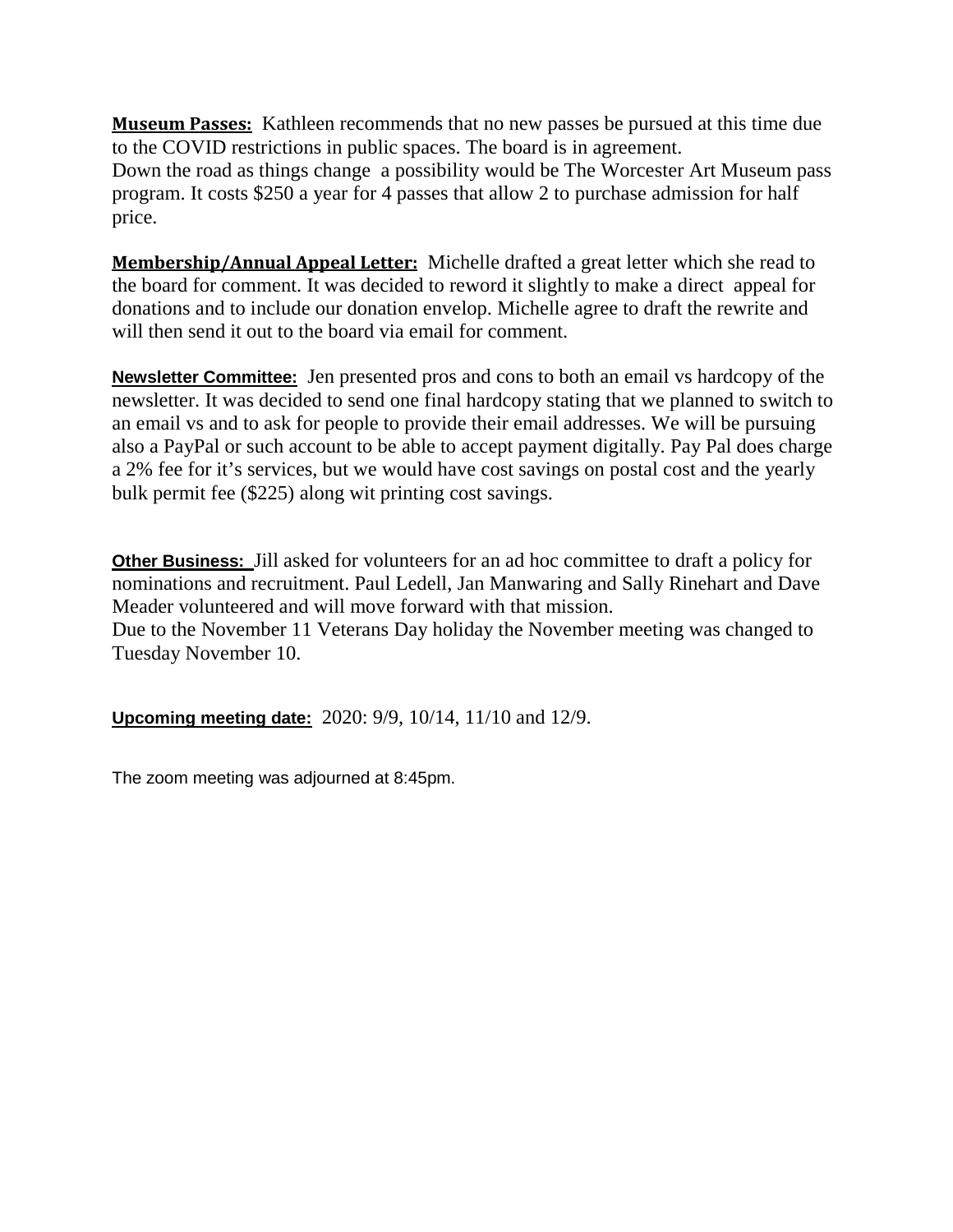**Museum Passes:** Kathleen recommends that no new passes be pursued at this time due to the COVID restrictions in public spaces. The board is in agreement.
Down the road as things change a possibility would be The Worcester Art Museum pass program. It costs $250 a year for 4 passes that allow 2 to purchase admission for half price.

**Membership/Annual Appeal Letter:** Michelle drafted a great letter which she read to the board for comment. It was decided to reword it slightly to make a direct appeal for donations and to include our donation envelop. Michelle agree to draft the rewrite and will then send it out to the board via email for comment.

**Newsletter Committee:** Jen presented pros and cons to both an email vs hardcopy of the newsletter. It was decided to send one final hardcopy stating that we planned to switch to an email vs and to ask for people to provide their email addresses. We will be pursuing also a PayPal or such account to be able to accept payment digitally. Pay Pal does charge a 2% fee for it's services, but we would have cost savings on postal cost and the yearly bulk permit fee ($225) along wit printing cost savings.

**Other Business:** Jill asked for volunteers for an ad hoc committee to draft a policy for nominations and recruitment. Paul Ledell, Jan Manwaring and Sally Rinehart and Dave Meader volunteered and will move forward with that mission.
Due to the November 11 Veterans Day holiday the November meeting was changed to Tuesday November 10.

**Upcoming meeting date:** 2020: 9/9, 10/14, 11/10 and 12/9.

The zoom meeting was adjourned at 8:45pm.